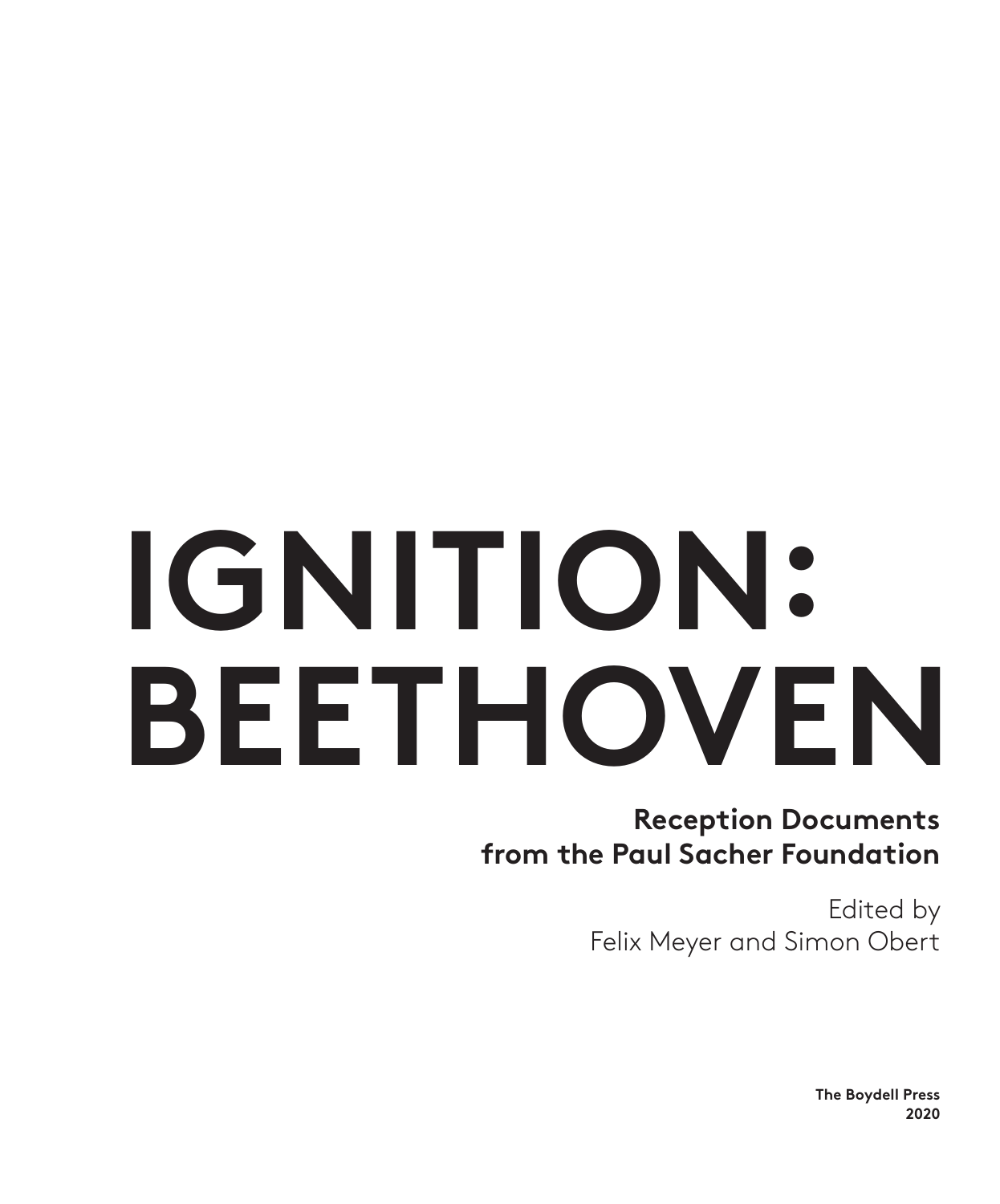# IGNITION: BEETHOVEN

## Reception Documents from the Paul Sacher Foundation

Edited by
Felix Meyer and Simon Obert

**The Boydell Press**
**2020**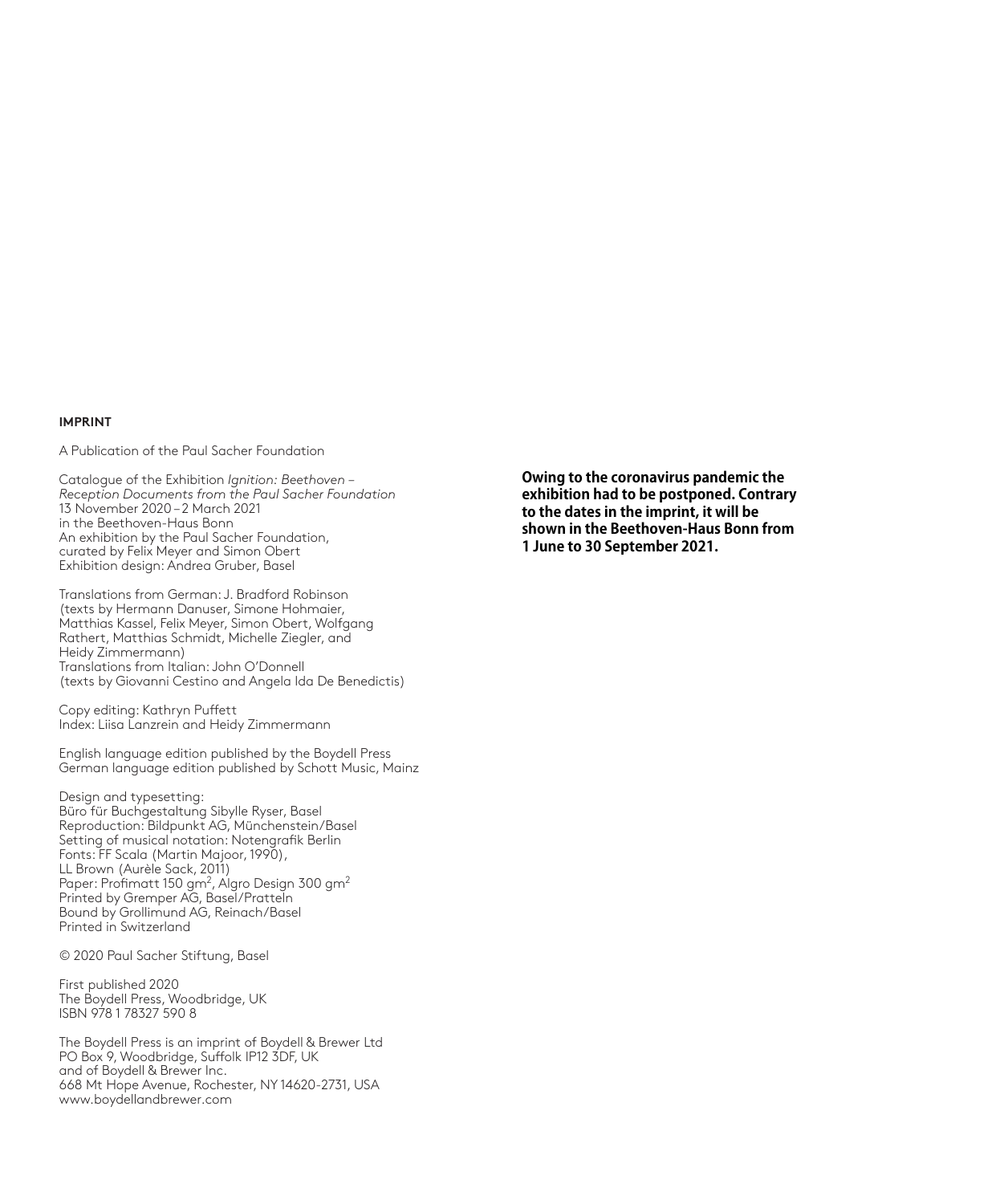**IMPRINT**

A Publication of the Paul Sacher Foundation

Catalogue of the Exhibition *Ignition: Beethoven – Reception Documents from the Paul Sacher Foundation*
13 November 2020 – 2 March 2021
in the Beethoven-Haus Bonn
An exhibition by the Paul Sacher Foundation,
curated by Felix Meyer and Simon Obert
Exhibition design: Andrea Gruber, Basel

Translations from German: J. Bradford Robinson
(texts by Hermann Danuser, Simone Hohmaier, Matthias Kassel, Felix Meyer, Simon Obert, Wolfgang Rathert, Matthias Schmidt, Michelle Ziegler, and Heidy Zimmermann)
Translations from Italian: John O'Donnell
(texts by Giovanni Cestino and Angela Ida De Benedictis)

Copy editing: Kathryn Puffett
Index: Liisa Lanzrein and Heidy Zimmermann

English language edition published by the Boydell Press
German language edition published by Schott Music, Mainz

Design and typesetting:
Büro für Buchgestaltung Sibylle Ryser, Basel
Reproduction: Bildpunkt AG, Münchenstein/Basel
Setting of musical notation: Notengrafik Berlin
Fonts: FF Scala (Martin Majoor, 1990),
LL Brown (Aurèle Sack, 2011)
Paper: Profimatt 150 $gm^2$, Algro Design 300 $gm^2$
Printed by Gremper AG, Basel/Pratteln
Bound by Grollimund AG, Reinach/Basel
Printed in Switzerland

© 2020 Paul Sacher Stiftung, Basel

First published 2020
The Boydell Press, Woodbridge, UK
ISBN 978 1 78327 590 8

The Boydell Press is an imprint of Boydell & Brewer Ltd
PO Box 9, Woodbridge, Suffolk IP12 3DF, UK
and of Boydell & Brewer Inc.
668 Mt Hope Avenue, Rochester, NY 14620-2731, USA
www.boydellandbrewer.com

**Owing to the coronavirus pandemic the exhibition had to be postponed. Contrary to the dates in the imprint, it will be shown in the Beethoven-Haus Bonn from 1 June to 30 September 2021.**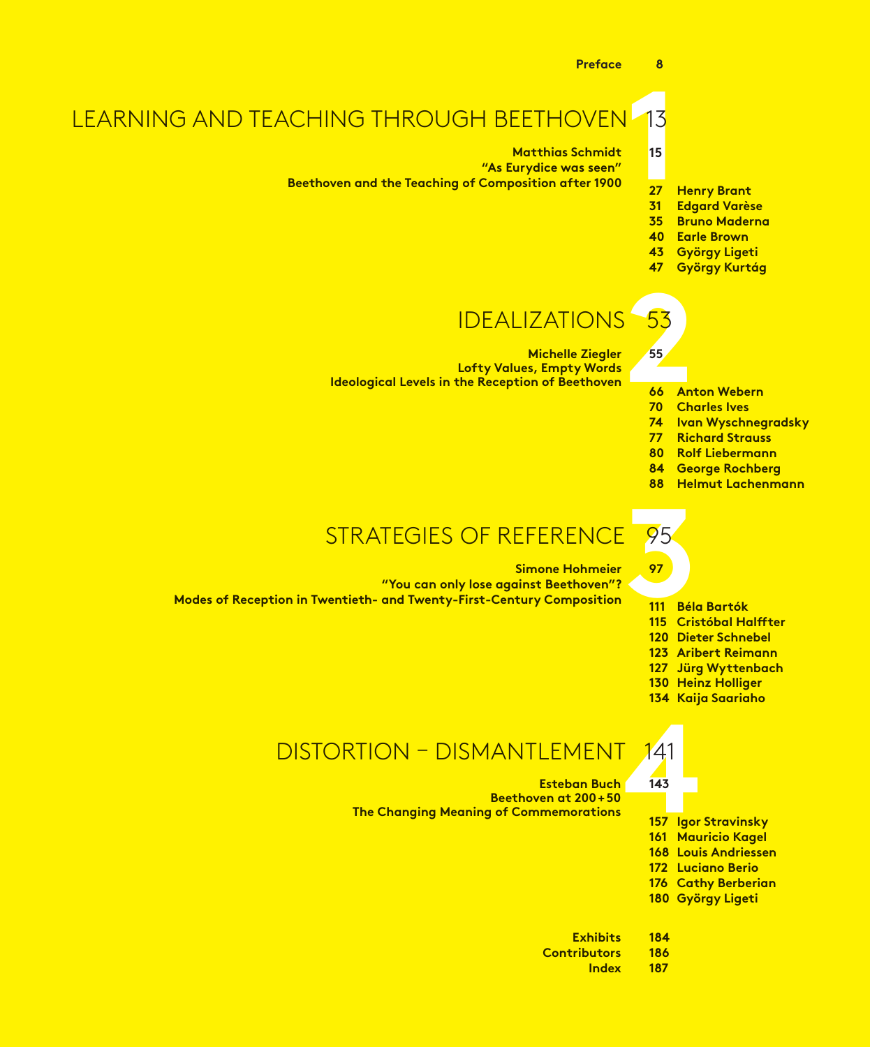Preface 8

# 1 LEARNING AND TEACHING THROUGH BEETHOVEN 13

**Matthias Schmidt**
**"As Eurydice was seen"**
**Beethoven and the Teaching of Composition after 1900** 15

- 27 Henry Brant
- 31 Edgard Varèse
- 35 Bruno Maderna
- 40 Earle Brown
- 43 György Ligeti
- 47 György Kurtág

# 2 IDEALIZATIONS 53

**Michelle Ziegler**
**Lofty Values, Empty Words**
**Ideological Levels in the Reception of Beethoven** 55

- 66 Anton Webern
- 70 Charles Ives
- 74 Ivan Wyschnegradsky
- 77 Richard Strauss
- 80 Rolf Liebermann
- 84 George Rochberg
- 88 Helmut Lachenmann

# 3 STRATEGIES OF REFERENCE 95

**Simone Hohmeier**
**"You can only lose against Beethoven"?**
**Modes of Reception in Twentieth- and Twenty-First-Century Composition** 97

- 111 Béla Bartók
- 115 Cristóbal Halffter
- 120 Dieter Schnebel
- 123 Aribert Reimann
- 127 Jürg Wyttenbach
- 130 Heinz Holliger
- 134 Kaija Saariaho

# 4 DISTORTION – DISMANTLEMENT 141

**Esteban Buch**
**Beethoven at 200+50**
**The Changing Meaning of Commemorations** 143

- 157 Igor Stravinsky
- 161 Mauricio Kagel
- 168 Louis Andriessen
- 172 Luciano Berio
- 176 Cathy Berberian
- 180 György Ligeti

Exhibits 184
Contributors 186
Index 187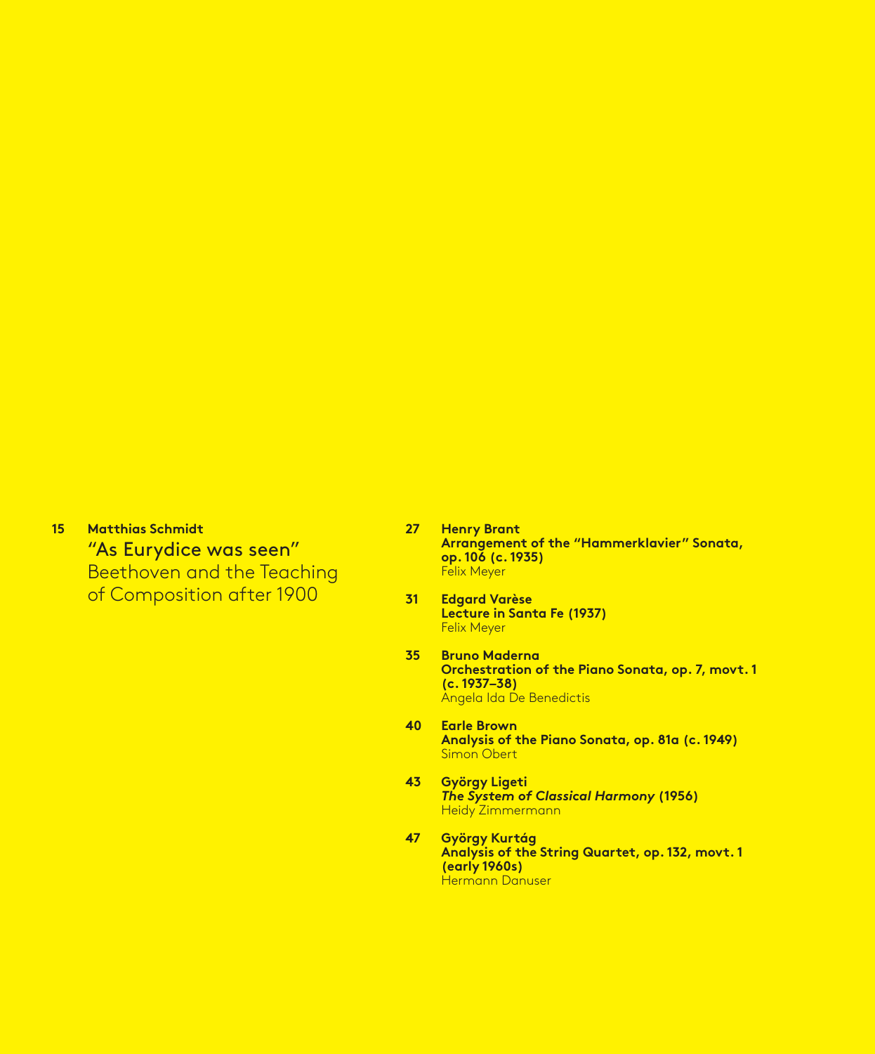15 **Matthias Schmidt**
"As Eurydice was seen"
Beethoven and the Teaching of Composition after 1900

27 **Henry Brant**
**Arrangement of the "Hammerklavier" Sonata, op. 106 (c. 1935)**
Felix Meyer

31 **Edgard Varèse**
**Lecture in Santa Fe (1937)**
Felix Meyer

35 **Bruno Maderna**
**Orchestration of the Piano Sonata, op. 7, movt. 1 (c. 1937–38)**
Angela Ida De Benedictis

40 **Earle Brown**
**Analysis of the Piano Sonata, op. 81a (c. 1949)**
Simon Obert

43 **György Ligeti**
***The System of Classical Harmony* (1956)**
Heidy Zimmermann

47 **György Kurtág**
**Analysis of the String Quartet, op. 132, movt. 1 (early 1960s)**
Hermann Danuser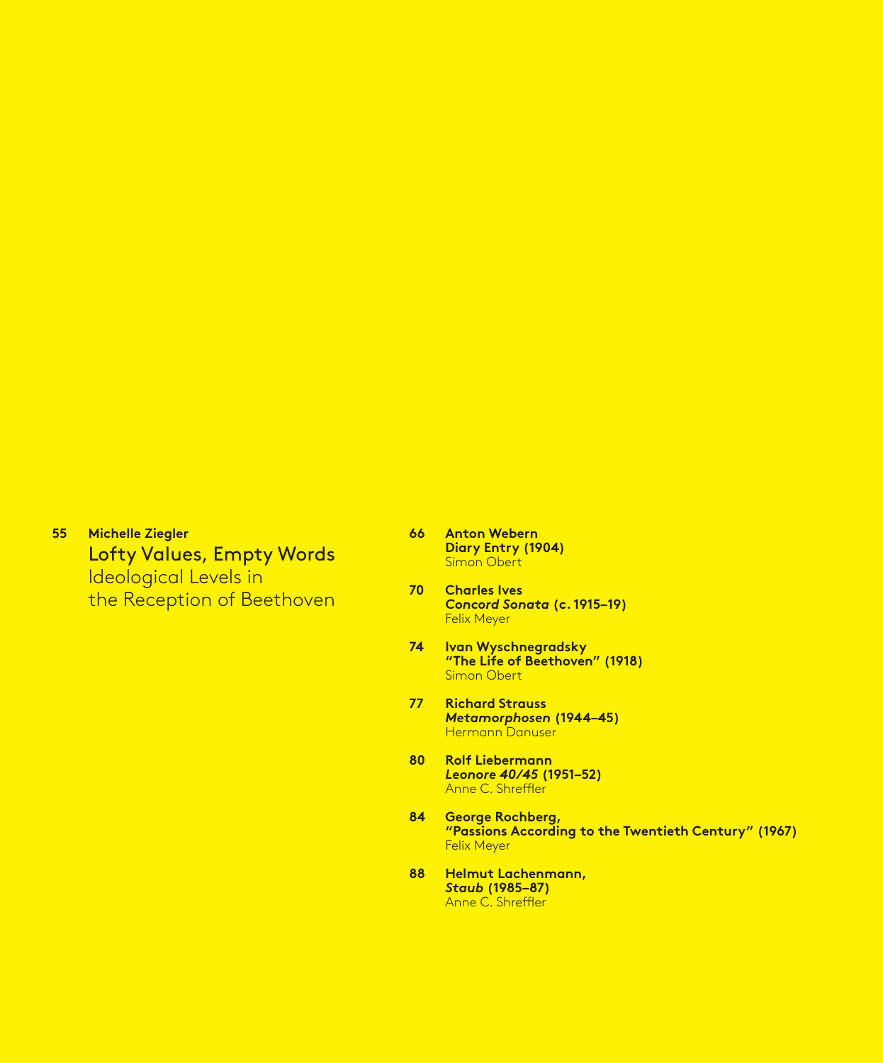**55** **Michelle Ziegler**
Lofty Values, Empty Words
Ideological Levels in the Reception of Beethoven

**66** **Anton Webern**
**Diary Entry (1904)**
Simon Obert

**70** **Charles Ives**
***Concord Sonata* (c. 1915–19)**
Felix Meyer

**74** **Ivan Wyschnegradsky**
**"The Life of Beethoven" (1918)**
Simon Obert

**77** **Richard Strauss**
***Metamorphosen* (1944–45)**
Hermann Danuser

**80** **Rolf Liebermann**
***Leonore 40/45* (1951–52)**
Anne C. Shreffler

**84** **George Rochberg,**
**"Passions According to the Twentieth Century" (1967)**
Felix Meyer

**88** **Helmut Lachenmann,**
***Staub* (1985–87)**
Anne C. Shreffler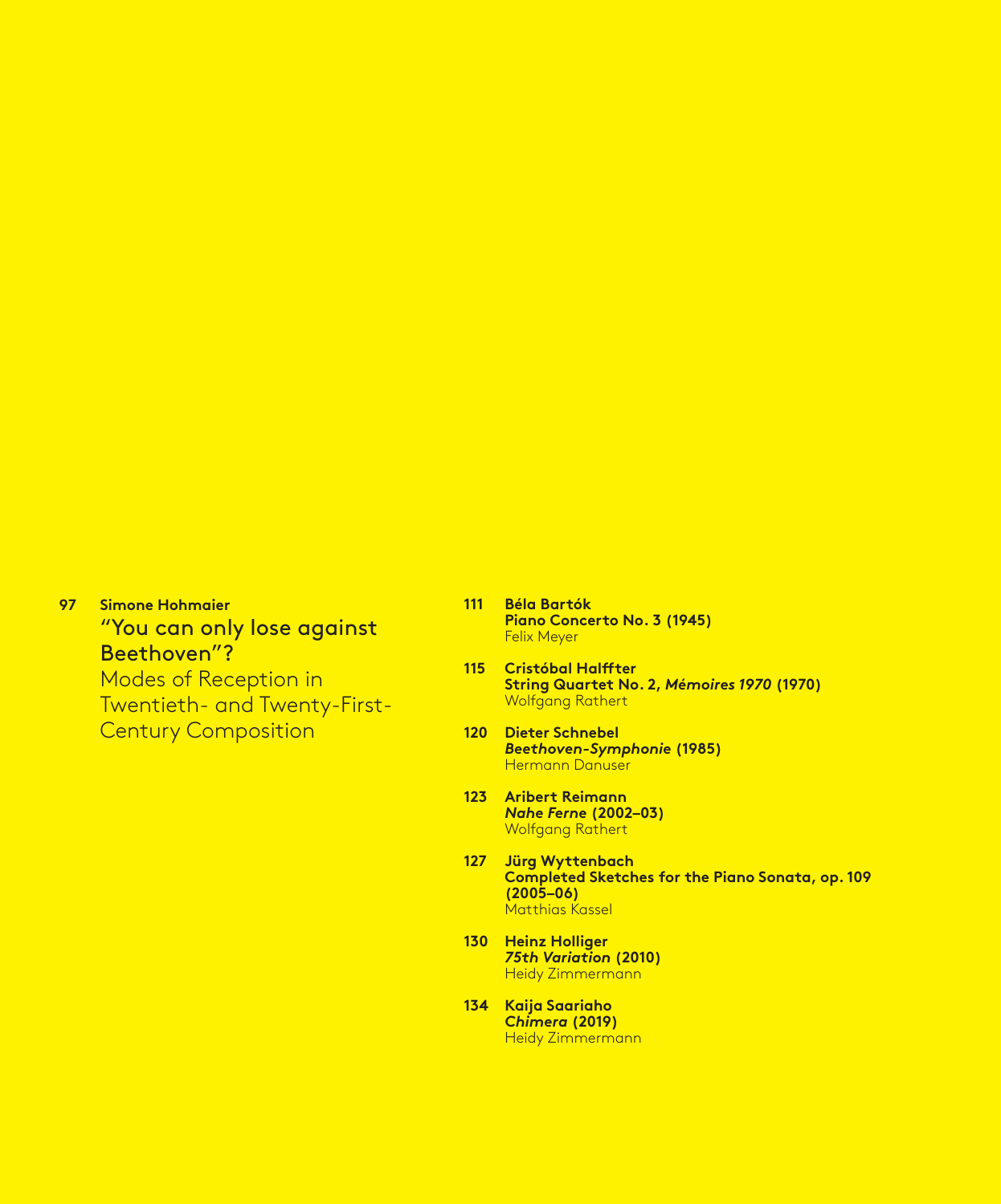97 **Simone Hohmaier**
“You can only lose against Beethoven”?
Modes of Reception in Twentieth- and Twenty-First-Century Composition

111 **Béla Bartók**
**Piano Concerto No. 3 (1945)**
Felix Meyer

115 **Cristóbal Halffter**
**String Quartet No. 2, *Mémoires 1970* (1970)**
Wolfgang Rathert

120 **Dieter Schnebel**
***Beethoven-Symphonie* (1985)**
Hermann Danuser

123 **Aribert Reimann**
***Nahe Ferne* (2002–03)**
Wolfgang Rathert

127 **Jürg Wyttenbach**
**Completed Sketches for the Piano Sonata, op. 109 (2005–06)**
Matthias Kassel

130 **Heinz Holliger**
***75th Variation* (2010)**
Heidy Zimmermann

134 **Kaija Saariaho**
***Chimera* (2019)**
Heidy Zimmermann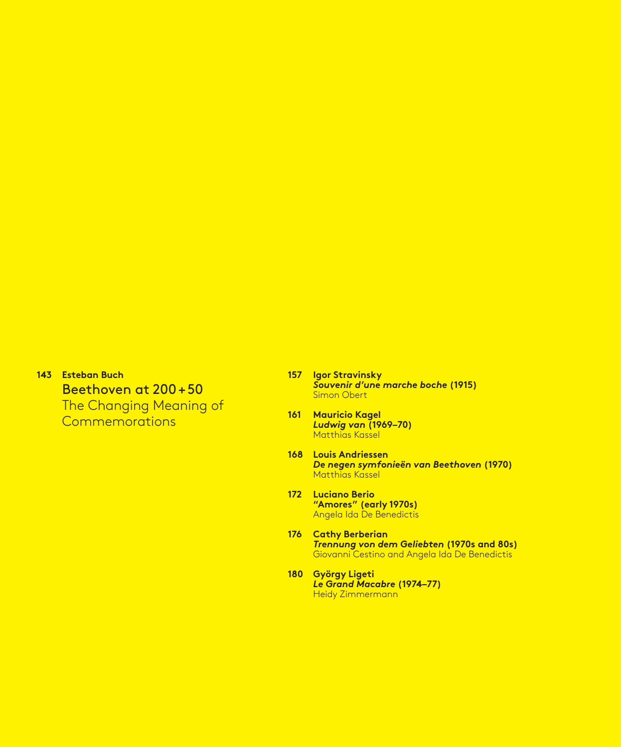143 **Esteban Buch**
Beethoven at 200 + 50
The Changing Meaning of Commemorations

157 **Igor Stravinsky**
***Souvenir d'une marche boche* (1915)**
Simon Obert

161 **Mauricio Kagel**
***Ludwig van* (1969–70)**
Matthias Kassel

168 **Louis Andriessen**
***De negen symfonieën van Beethoven* (1970)**
Matthias Kassel

172 **Luciano Berio**
**"Amores" (early 1970s)**
Angela Ida De Benedictis

176 **Cathy Berberian**
***Trennung von dem Geliebten* (1970s and 80s)**
Giovanni Cestino and Angela Ida De Benedictis

180 **György Ligeti**
***Le Grand Macabre* (1974–77)**
Heidy Zimmermann